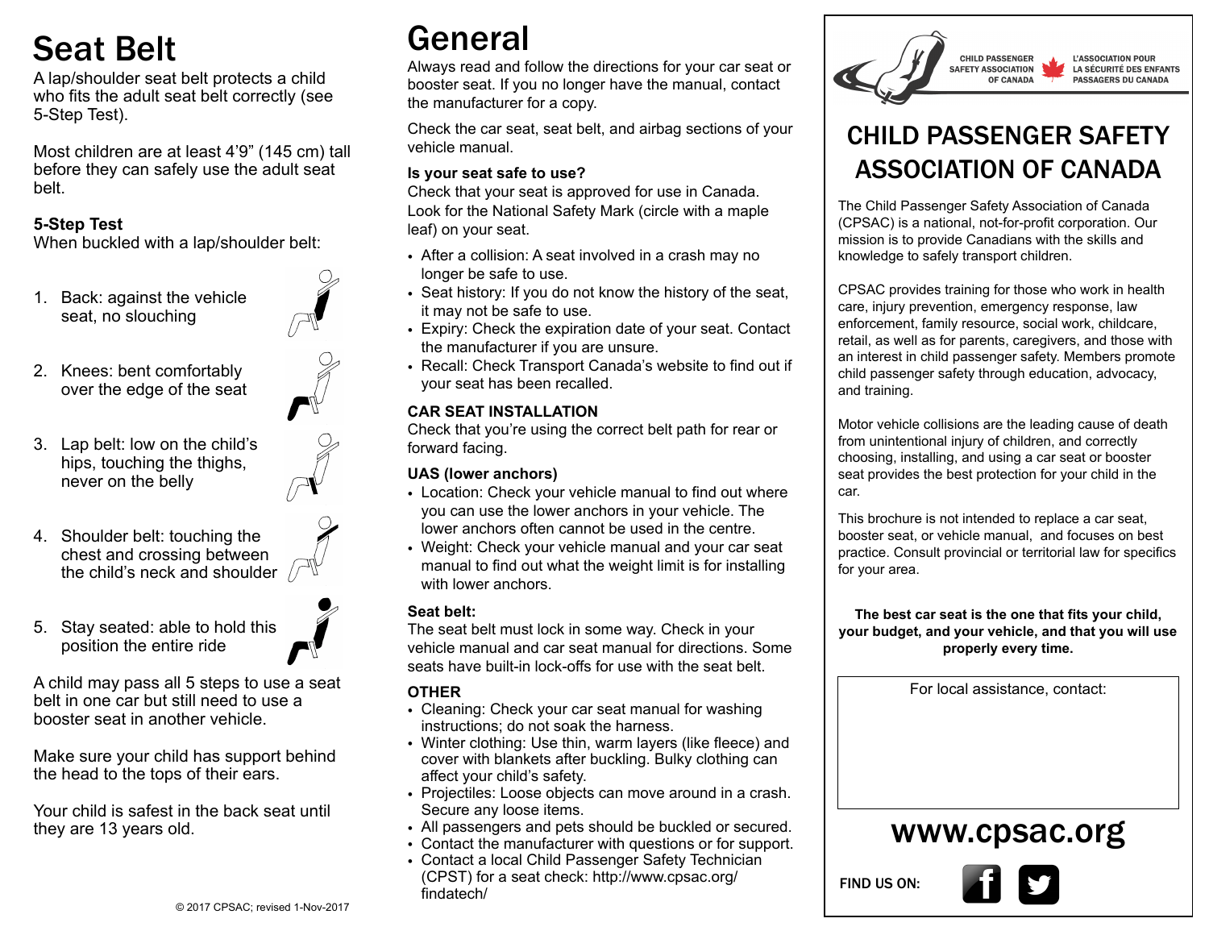# Seat Belt

A lap/shoulder seat belt protects a child who fits the adult seat belt correctly (see 5-Step Test).

Most children are at least 4'9" (145 cm) tall before they can safely use the adult seat belt.

**5-Step Test**
When buckled with a lap/shoulder belt:

1. Back: against the vehicle seat, no slouching
2. Knees: bent comfortably over the edge of the seat
3. Lap belt: low on the child's hips, touching the thighs, never on the belly
4. Shoulder belt: touching the chest and crossing between the child's neck and shoulder
5. Stay seated: able to hold this position the entire ride

A child may pass all 5 steps to use a seat belt in one car but still need to use a booster seat in another vehicle.

Make sure your child has support behind the head to the tops of their ears.

Your child is safest in the back seat until they are 13 years old.

© 2017 CPSAC; revised 1-Nov-2017

# General

Always read and follow the directions for your car seat or booster seat. If you no longer have the manual, contact the manufacturer for a copy.

Check the car seat, seat belt, and airbag sections of your vehicle manual.

**Is your seat safe to use?**
Check that your seat is approved for use in Canada. Look for the National Safety Mark (circle with a maple leaf) on your seat.

- After a collision: A seat involved in a crash may no longer be safe to use.
- Seat history: If you do not know the history of the seat, it may not be safe to use.
- Expiry: Check the expiration date of your seat. Contact the manufacturer if you are unsure.
- Recall: Check Transport Canada's website to find out if your seat has been recalled.

**CAR SEAT INSTALLATION**
Check that you're using the correct belt path for rear or forward facing.

**UAS (lower anchors)**

- Location: Check your vehicle manual to find out where you can use the lower anchors in your vehicle. The lower anchors often cannot be used in the centre.
- Weight: Check your vehicle manual and your car seat manual to find out what the weight limit is for installing with lower anchors.

**Seat belt:**
The seat belt must lock in some way. Check in your vehicle manual and car seat manual for directions. Some seats have built-in lock-offs for use with the seat belt.

**OTHER**

- Cleaning: Check your car seat manual for washing instructions; do not soak the harness.
- Winter clothing: Use thin, warm layers (like fleece) and cover with blankets after buckling. Bulky clothing can affect your child's safety.
- Projectiles: Loose objects can move around in a crash. Secure any loose items.
- All passengers and pets should be buckled or secured.
- Contact the manufacturer with questions or for support.
- Contact a local Child Passenger Safety Technician (CPST) for a seat check: http://www.cpsac.org/findatech/

CHILD PASSENGER SAFETY ASSOCIATION OF CANADA | L'ASSOCIATION POUR LA SÉCURITÉ DES ENFANTS PASSAGERS DU CANADA

# CHILD PASSENGER SAFETY ASSOCIATION OF CANADA

The Child Passenger Safety Association of Canada (CPSAC) is a national, not-for-profit corporation. Our mission is to provide Canadians with the skills and knowledge to safely transport children.

CPSAC provides training for those who work in health care, injury prevention, emergency response, law enforcement, family resource, social work, childcare, retail, as well as for parents, caregivers, and those with an interest in child passenger safety. Members promote child passenger safety through education, advocacy, and training.

Motor vehicle collisions are the leading cause of death from unintentional injury of children, and correctly choosing, installing, and using a car seat or booster seat provides the best protection for your child in the car.

This brochure is not intended to replace a car seat, booster seat, or vehicle manual, and focuses on best practice. Consult provincial or territorial law for specifics for your area.

**The best car seat is the one that fits your child, your budget, and your vehicle, and that you will use properly every time.**

For local assistance, contact:

**www.cpsac.org**

FIND US ON: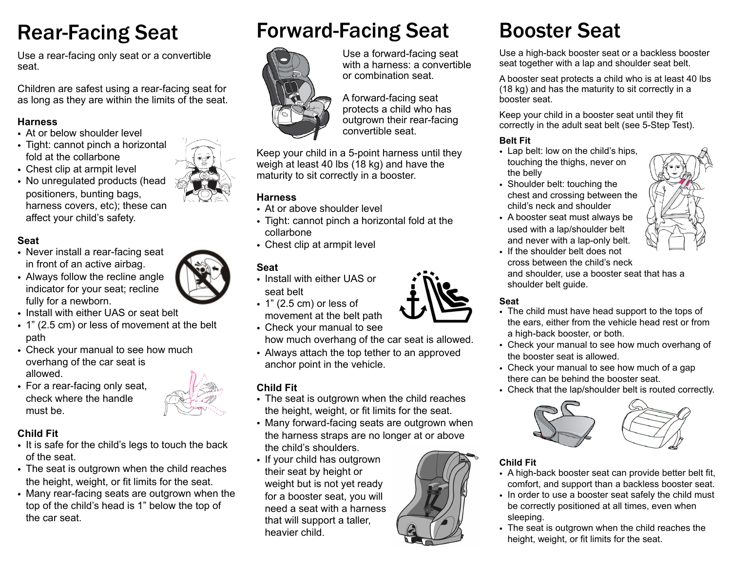# Rear-Facing Seat

Use a rear-facing only seat or a convertible seat.

Children are safest using a rear-facing seat for as long as they are within the limits of the seat.

**Harness**

- At or below shoulder level
- Tight: cannot pinch a horizontal fold at the collarbone
- Chest clip at armpit level
- No unregulated products (head positioners, bunting bags, harness covers, etc); these can affect your child's safety.

**Seat**

- Never install a rear-facing seat in front of an active airbag.
- Always follow the recline angle indicator for your seat; recline fully for a newborn.
- Install with either UAS or seat belt
- 1" (2.5 cm) or less of movement at the belt path
- Check your manual to see how much overhang of the car seat is allowed.
- For a rear-facing only seat, check where the handle must be.

**Child Fit**

- It is safe for the child's legs to touch the back of the seat.
- The seat is outgrown when the child reaches the height, weight, or fit limits for the seat.
- Many rear-facing seats are outgrown when the top of the child's head is 1" below the top of the car seat.

# Forward-Facing Seat

Use a forward-facing seat with a harness: a convertible or combination seat.

A forward-facing seat protects a child who has outgrown their rear-facing convertible seat.

Keep your child in a 5-point harness until they weigh at least 40 lbs (18 kg) and have the maturity to sit correctly in a booster.

**Harness**

- At or above shoulder level
- Tight: cannot pinch a horizontal fold at the collarbone
- Chest clip at armpit level

**Seat**

- Install with either UAS or seat belt
- 1" (2.5 cm) or less of movement at the belt path
- Check your manual to see how much overhang of the car seat is allowed.
- Always attach the top tether to an approved anchor point in the vehicle.

**Child Fit**

- The seat is outgrown when the child reaches the height, weight, or fit limits for the seat.
- Many forward-facing seats are outgrown when the harness straps are no longer at or above the child's shoulders.
- If your child has outgrown their seat by height or weight but is not yet ready for a booster seat, you will need a seat with a harness that will support a taller, heavier child.

# Booster Seat

Use a high-back booster seat or a backless booster seat together with a lap and shoulder seat belt.

A booster seat protects a child who is at least 40 lbs (18 kg) and has the maturity to sit correctly in a booster seat.

Keep your child in a booster seat until they fit correctly in the adult seat belt (see 5-Step Test).

**Belt Fit**

- Lap belt: low on the child's hips, touching the thighs, never on the belly
- Shoulder belt: touching the chest and crossing between the child's neck and shoulder
- A booster seat must always be used with a lap/shoulder belt and never with a lap-only belt.
- If the shoulder belt does not cross between the child's neck and shoulder, use a booster seat that has a shoulder belt guide.

**Seat**

- The child must have head support to the tops of the ears, either from the vehicle head rest or from a high-back booster, or both.
- Check your manual to see how much overhang of the booster seat is allowed.
- Check your manual to see how much of a gap there can be behind the booster seat.
- Check that the lap/shoulder belt is routed correctly.

**Child Fit**

- A high-back booster seat can provide better belt fit, comfort, and support than a backless booster seat.
- In order to use a booster seat safely the child must be correctly positioned at all times, even when sleeping.
- The seat is outgrown when the child reaches the height, weight, or fit limits for the seat.